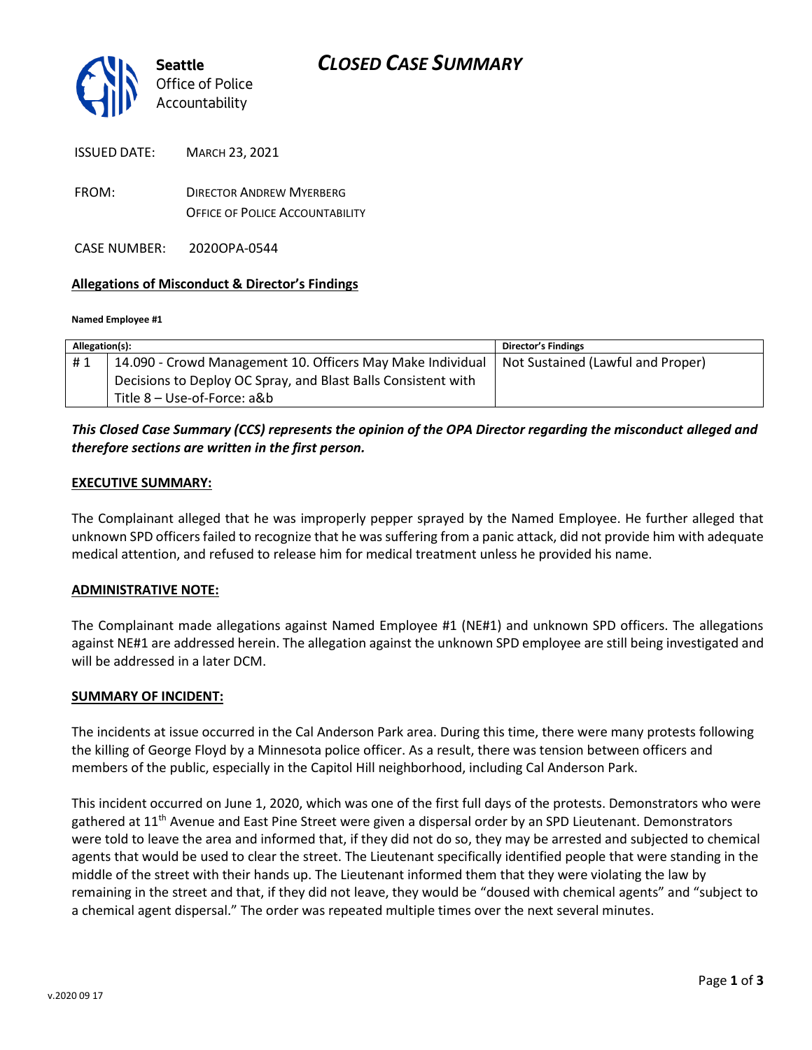# CLOSED CASE SUMMARY

Seattle Office of Police Accountability

ISSUED DATE: MARCH 23, 2021

FROM: DIRECTOR ANDREW MYERBERG
OFFICE OF POLICE ACCOUNTABILITY

CASE NUMBER: 2020OPA-0544

**Allegations of Misconduct & Director's Findings**

**Named Employee #1**

| Allegation(s): | | Director's Findings |
|---|---|---|
| # 1 | 14.090 - Crowd Management 10. Officers May Make Individual Decisions to Deploy OC Spray, and Blast Balls Consistent with Title 8 – Use-of-Force: a&b | Not Sustained (Lawful and Proper) |

***This Closed Case Summary (CCS) represents the opinion of the OPA Director regarding the misconduct alleged and therefore sections are written in the first person.***

**EXECUTIVE SUMMARY:**

The Complainant alleged that he was improperly pepper sprayed by the Named Employee. He further alleged that unknown SPD officers failed to recognize that he was suffering from a panic attack, did not provide him with adequate medical attention, and refused to release him for medical treatment unless he provided his name.

**ADMINISTRATIVE NOTE:**

The Complainant made allegations against Named Employee #1 (NE#1) and unknown SPD officers. The allegations against NE#1 are addressed herein. The allegation against the unknown SPD employee are still being investigated and will be addressed in a later DCM.

**SUMMARY OF INCIDENT:**

The incidents at issue occurred in the Cal Anderson Park area. During this time, there were many protests following the killing of George Floyd by a Minnesota police officer. As a result, there was tension between officers and members of the public, especially in the Capitol Hill neighborhood, including Cal Anderson Park.

This incident occurred on June 1, 2020, which was one of the first full days of the protests. Demonstrators who were gathered at 11th Avenue and East Pine Street were given a dispersal order by an SPD Lieutenant. Demonstrators were told to leave the area and informed that, if they did not do so, they may be arrested and subjected to chemical agents that would be used to clear the street. The Lieutenant specifically identified people that were standing in the middle of the street with their hands up. The Lieutenant informed them that they were violating the law by remaining in the street and that, if they did not leave, they would be "doused with chemical agents" and "subject to a chemical agent dispersal." The order was repeated multiple times over the next several minutes.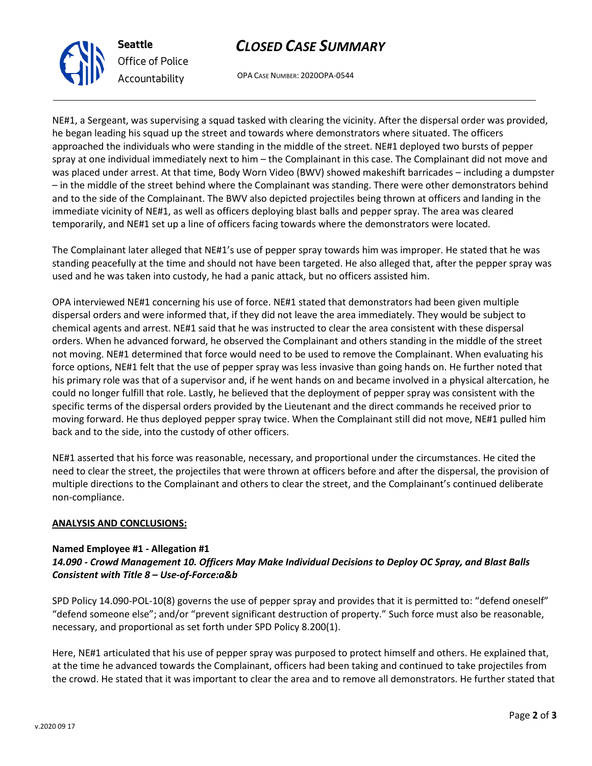NE#1, a Sergeant, was supervising a squad tasked with clearing the vicinity. After the dispersal order was provided, he began leading his squad up the street and towards where demonstrators where situated. The officers approached the individuals who were standing in the middle of the street. NE#1 deployed two bursts of pepper spray at one individual immediately next to him – the Complainant in this case. The Complainant did not move and was placed under arrest. At that time, Body Worn Video (BWV) showed makeshift barricades – including a dumpster – in the middle of the street behind where the Complainant was standing. There were other demonstrators behind and to the side of the Complainant. The BWV also depicted projectiles being thrown at officers and landing in the immediate vicinity of NE#1, as well as officers deploying blast balls and pepper spray. The area was cleared temporarily, and NE#1 set up a line of officers facing towards where the demonstrators were located.

The Complainant later alleged that NE#1's use of pepper spray towards him was improper. He stated that he was standing peacefully at the time and should not have been targeted. He also alleged that, after the pepper spray was used and he was taken into custody, he had a panic attack, but no officers assisted him.

OPA interviewed NE#1 concerning his use of force. NE#1 stated that demonstrators had been given multiple dispersal orders and were informed that, if they did not leave the area immediately. They would be subject to chemical agents and arrest. NE#1 said that he was instructed to clear the area consistent with these dispersal orders. When he advanced forward, he observed the Complainant and others standing in the middle of the street not moving. NE#1 determined that force would need to be used to remove the Complainant. When evaluating his force options, NE#1 felt that the use of pepper spray was less invasive than going hands on. He further noted that his primary role was that of a supervisor and, if he went hands on and became involved in a physical altercation, he could no longer fulfill that role. Lastly, he believed that the deployment of pepper spray was consistent with the specific terms of the dispersal orders provided by the Lieutenant and the direct commands he received prior to moving forward. He thus deployed pepper spray twice. When the Complainant still did not move, NE#1 pulled him back and to the side, into the custody of other officers.

NE#1 asserted that his force was reasonable, necessary, and proportional under the circumstances. He cited the need to clear the street, the projectiles that were thrown at officers before and after the dispersal, the provision of multiple directions to the Complainant and others to clear the street, and the Complainant's continued deliberate non-compliance.

## ANALYSIS AND CONCLUSIONS:

**Named Employee #1 - Allegation #1**
***14.090 - Crowd Management 10. Officers May Make Individual Decisions to Deploy OC Spray, and Blast Balls Consistent with Title 8 – Use-of-Force:a&b***

SPD Policy 14.090-POL-10(8) governs the use of pepper spray and provides that it is permitted to: "defend oneself" "defend someone else"; and/or "prevent significant destruction of property." Such force must also be reasonable, necessary, and proportional as set forth under SPD Policy 8.200(1).

Here, NE#1 articulated that his use of pepper spray was purposed to protect himself and others. He explained that, at the time he advanced towards the Complainant, officers had been taking and continued to take projectiles from the crowd. He stated that it was important to clear the area and to remove all demonstrators. He further stated that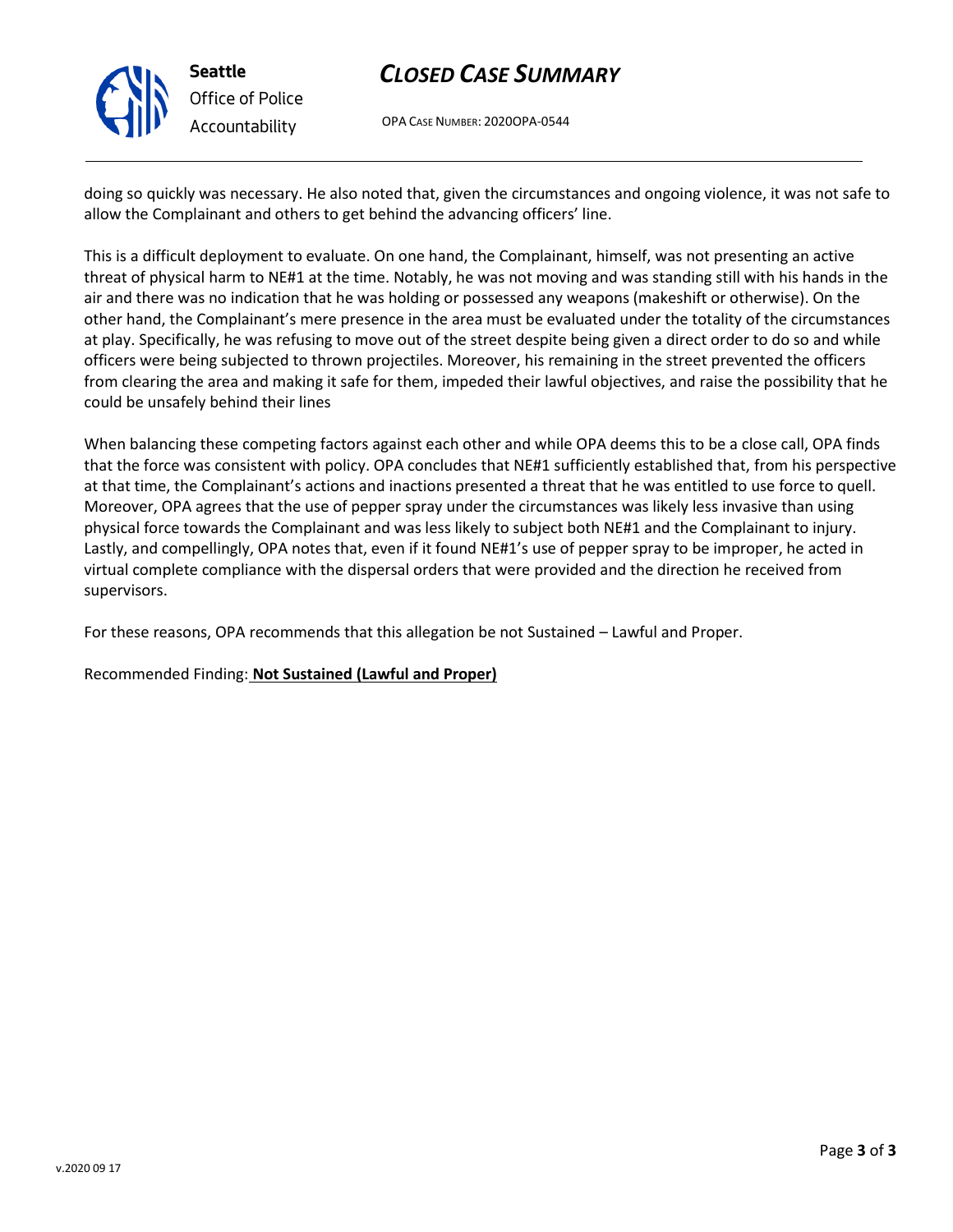doing so quickly was necessary. He also noted that, given the circumstances and ongoing violence, it was not safe to allow the Complainant and others to get behind the advancing officers' line.

This is a difficult deployment to evaluate. On one hand, the Complainant, himself, was not presenting an active threat of physical harm to NE#1 at the time. Notably, he was not moving and was standing still with his hands in the air and there was no indication that he was holding or possessed any weapons (makeshift or otherwise). On the other hand, the Complainant's mere presence in the area must be evaluated under the totality of the circumstances at play. Specifically, he was refusing to move out of the street despite being given a direct order to do so and while officers were being subjected to thrown projectiles. Moreover, his remaining in the street prevented the officers from clearing the area and making it safe for them, impeded their lawful objectives, and raise the possibility that he could be unsafely behind their lines

When balancing these competing factors against each other and while OPA deems this to be a close call, OPA finds that the force was consistent with policy. OPA concludes that NE#1 sufficiently established that, from his perspective at that time, the Complainant's actions and inactions presented a threat that he was entitled to use force to quell. Moreover, OPA agrees that the use of pepper spray under the circumstances was likely less invasive than using physical force towards the Complainant and was less likely to subject both NE#1 and the Complainant to injury. Lastly, and compellingly, OPA notes that, even if it found NE#1's use of pepper spray to be improper, he acted in virtual complete compliance with the dispersal orders that were provided and the direction he received from supervisors.

For these reasons, OPA recommends that this allegation be not Sustained – Lawful and Proper.

Recommended Finding: **Not Sustained (Lawful and Proper)**